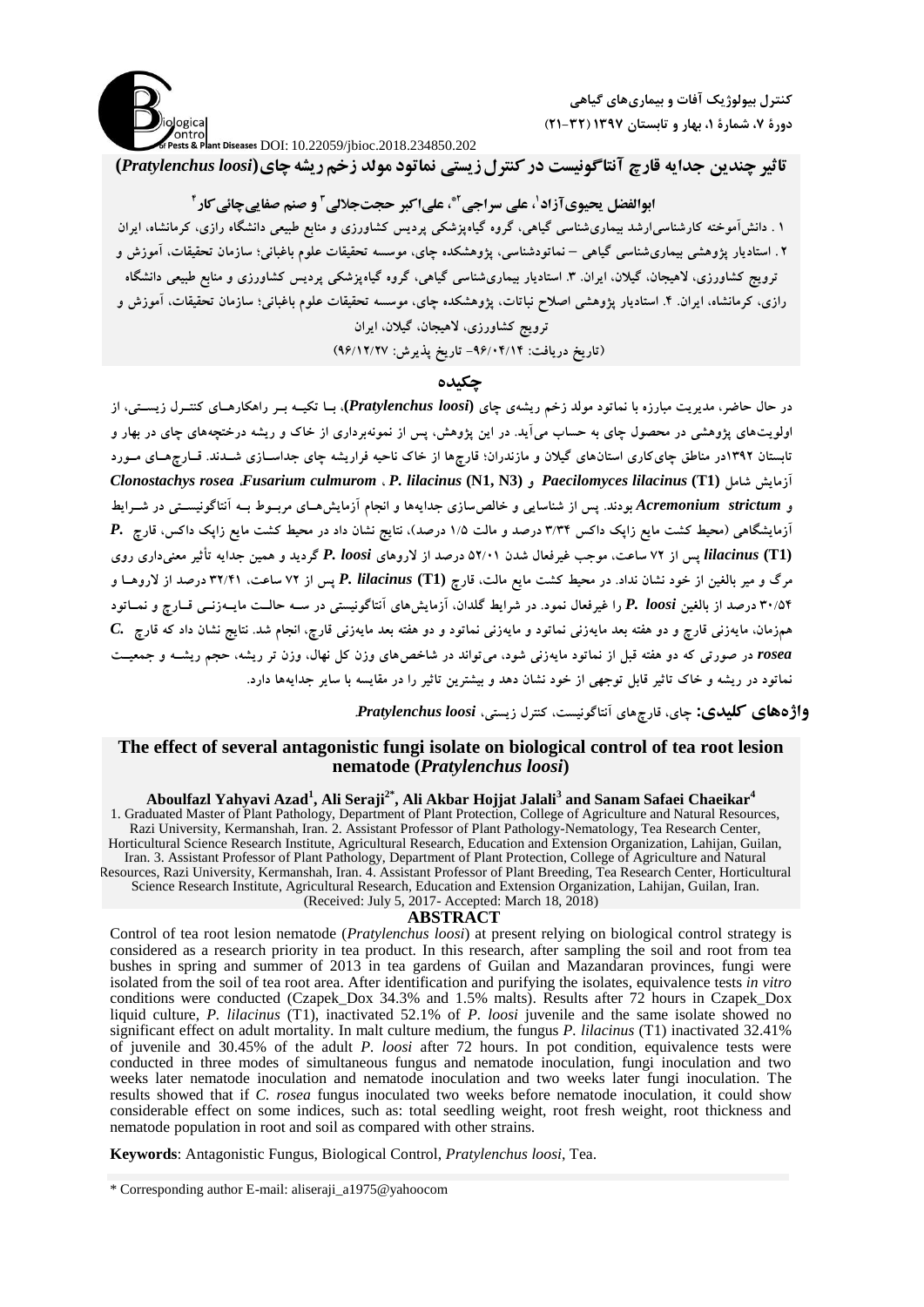# تاثیر چندین جدایه قارچ آنتاگونیست در کنترل زیستی نماتود مولد زخم ریشه چای (*Pratylenchus loosi*)

**ابوالفضل یحیوی آزاد[1]، علی سراجی[2*]، علی‌اکبر حجت‌جلالی[3] و صنم صفایی‌چائی‌کار[4]**

۱. دانش‌آموخته کارشناسی‌ارشد بیماری‌شناسی گیاهی، گروه گیاه‌پزشکی پردیس کشاورزی و منابع طبیعی دانشگاه رازی، کرمانشاه، ایران
۲. استادیار پژوهشی بیماری‌شناسی گیاهی – نماتودشناسی، پژوهشکده چای، موسسه تحقیقات علوم باغبانی؛ سازمان تحقیقات، آموزش و ترویج کشاورزی، لاهیجان، گیلان، ایران. ۳. استادیار بیماری‌شناسی گیاهی، گروه گیاه‌پزشکی پردیس کشاورزی و منابع طبیعی دانشگاه رازی، کرمانشاه، ایران. ۴. استادیار پژوهشی اصلاح نباتات، پژوهشکده چای، موسسه تحقیقات علوم باغبانی؛ سازمان تحقیقات، آموزش و ترویج کشاورزی، لاهیجان، گیلان، ایران

(تاریخ دریافت: ۹۶/۰۴/۱۴- تاریخ پذیرش: ۹۶/۱۲/۲۷)

## چکیده

در حال حاضر، مدیریت مبارزه با نماتود مولد زخم ریشه‌ی چای (*Pratylenchus loosi*). بـا تکیـه بـر راهکارهـای کنتـرل زیسـتی، از اولویت‌های پژوهشی در محصول چای به حساب می‌آید. در این پژوهش، پس از نمونه‌برداری از خاک و ریشه درختچه‌های چای در بهار و تابستان ۱۳۹۲در مناطق چای‌کاری استان‌های گیلان و مازندران؛ قارچ‌ها از خاک ناحیه فراریشه چای جداسـازی شـدند. قـارچ‌هـای مـورد آزمایش شامل *Paecilomyces lilacinus* (T1) و (N1, N3) *P. lilacinus* ، *Fusarium culmorum* ،*Clonostachys rosea* و *Acremonium strictum* بودند. پس از شناسایی و خالص‌سازی جدایه‌ها و انجام آزمایش‌هـای مربـوط بـه آنتاگونیسـتی در شـرایط آزمایشگاهی (محیط کشت مایع زاپک داکس ۳/۳۴ درصد و مالت ۱/۵ درصد)، نتایج نشان داد در محیط کشت مایع زاپک داکس، قارچ *P. lilacinus* (T1) پس از ۷۲ ساعت، موجب غیرفعال شدن ۵۲/۰۱ درصد از لاروهای *P. loosi* گردید و همین جدایه تأثیر معنی‌داری روی مرگ و میر بالغین از خود نشان نداد. در محیط کشت مایع مالت، قارچ *P. lilacinus* (T1) پس از ۷۲ ساعت، ۳۲/۴۱ درصد از لاروهـا و ۳۰/۵۴ درصد از بالغین *P. loosi* را غیرفعال نمود. در شرایط گلدان، آزمایش‌های آنتاگونیستی در سـه حالـت مایـه‌زنـی قـارچ و نمـاتود همزمان، مایه‌زنی قارچ و دو هفته بعد مایه‌زنی نماتود و مایه‌زنی نماتود و دو هفته بعد مایه‌زنی قارچ، انجام شد. نتایج نشان داد که قارچ *C. rosea* در صورتی که دو هفته قبل از نماتود مایه‌زنی شود، می‌تواند در شاخص‌های وزن کل نهال، وزن تر ریشه، حجم ریشـه و جمعیـت نماتود در ریشه و خاک تاثیر قابل توجهی از خود نشان دهد و بیشترین تاثیر را در مقایسه با سایر جدایه‌ها دارد.

**واژه‌های کلیدی:** چای، قارچ‌های آنتاگونیست، کنترل زیستی، *Pratylenchus loosi*.

# The effect of several antagonistic fungi isolate on biological control of tea root lesion nematode (*Pratylenchus loosi*)

**Aboulfazl Yahyavi Azad[1], Ali Seraji[2*], Ali Akbar Hojjat Jalali[3] and Sanam Safaei Chaeikar[4]**

1. Graduated Master of Plant Pathology, Department of Plant Protection, College of Agriculture and Natural Resources, Razi University, Kermanshah, Iran. 2. Assistant Professor of Plant Pathology-Nematology, Tea Research Center, Horticultural Science Research Institute, Agricultural Research, Education and Extension Organization, Lahijan, Guilan, Iran. 3. Assistant Professor of Plant Pathology, Department of Plant Protection, College of Agriculture and Natural Resources, Razi University, Kermanshah, Iran. 4. Assistant Professor of Plant Breeding, Tea Research Center, Horticultural Science Research Institute, Agricultural Research, Education and Extension Organization, Lahijan, Guilan, Iran.

(Received: July 5, 2017- Accepted: March 18, 2018)

## ABSTRACT

Control of tea root lesion nematode (*Pratylenchus loosi*) at present relying on biological control strategy is considered as a research priority in tea product. In this research, after sampling the soil and root from tea bushes in spring and summer of 2013 in tea gardens of Guilan and Mazandaran provinces, fungi were isolated from the soil of tea root area. After identification and purifying the isolates, equivalence tests *in vitro* conditions were conducted (Czapek_Dox 34.3% and 1.5% malts). Results after 72 hours in Czapek_Dox liquid culture, *P. lilacinus* (T1), inactivated 52.1% of *P. loosi* juvenile and the same isolate showed no significant effect on adult mortality. In malt culture medium, the fungus *P. lilacinus* (T1) inactivated 32.41% of juvenile and 30.45% of the adult *P. loosi* after 72 hours. In pot condition, equivalence tests were conducted in three modes of simultaneous fungus and nematode inoculation, fungi inoculation and two weeks later nematode inoculation and nematode inoculation and two weeks later fungi inoculation. The results showed that if *C. rosea* fungus inoculated two weeks before nematode inoculation, it could show considerable effect on some indices, such as: total seedling weight, root fresh weight, root thickness and nematode population in root and soil as compared with other strains.

**Keywords**: Antagonistic Fungus, Biological Control, *Pratylenchus loosi*, Tea.

\* Corresponding author E-mail: aliseraji_a1975@yahoocom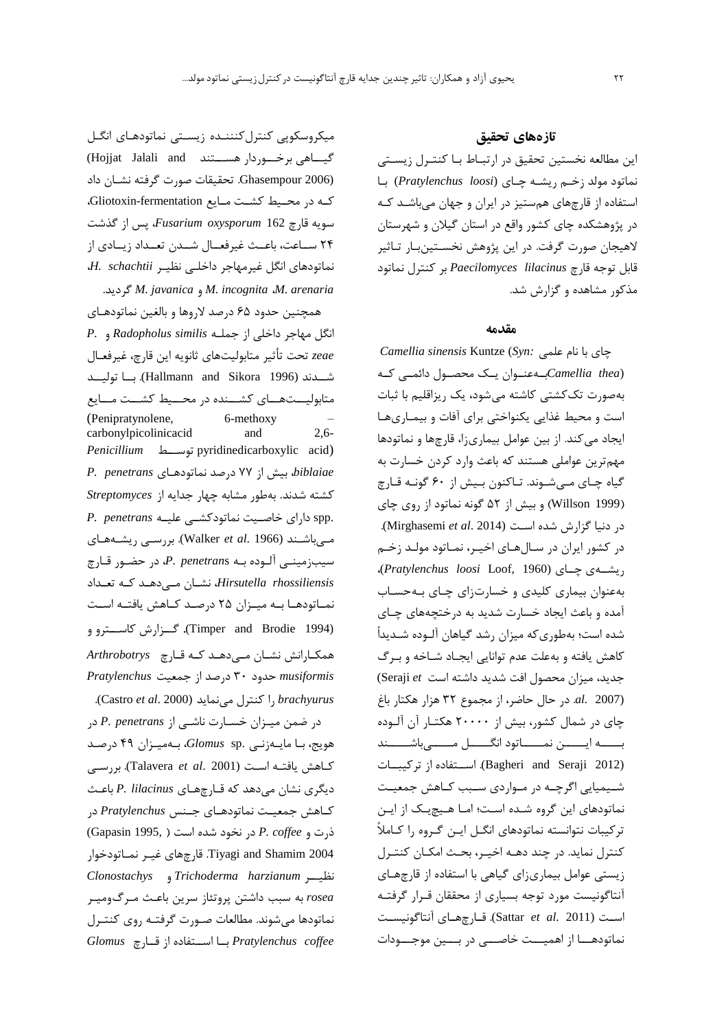## تازه‌های تحقیق

این مطالعه نخستین تحقیق در ارتباط با کنترل زیستی نماتود مولد زخم ریشه چای (*Pratylenchus loosi*) با استفاده از قارچ‌های هم‌ستیز در ایران و جهان می‌باشد که در پژوهشکده چای کشور واقع در استان گیلان و شهرستان لاهیجان صورت گرفت. در این پژوهش نخستین‌بار تاثیر قابل توجه قارچ *Paecilomyces lilacinus* بر کنترل نماتود مذکور مشاهده و گزارش شد.

## مقدمه

چای با نام علمی *Camellia sinensis* Kuntze (*Syn: Camellia thea*)به‌عنوان یک محصول دائمی که به‌صورت تک‌کشتی کاشته می‌شود، یک ریزاقلیم با ثبات است و محیط غذایی یکنواختی برای آفات و بیماری‌ها ایجاد می‌کند. از بین عوامل بیماری‌زا، قارچ‌ها و نماتودها مهم‌ترین عواملی هستند که باعث وارد کردن خسارت به گیاه چای می‌شوند. تاکنون بیش از ۶۰ گونه قارچ (Willson 1999) و بیش از ۵۲ گونه نماتود از روی چای در دنیا گزارش شده است (Mirghasemi *et al*. 2014). در کشور ایران در سال‌های اخیر، نماتود مولد زخم ریشه‌ی چای (*Pratylenchus loosi* Loof, 1960)، به‌عنوان بیماری کلیدی و خسارت‌زای چای به‌حساب آمده و باعث ایجاد خسارت شدید به درختچه‌های چای شده است؛ به‌طوری‌که میزان رشد گیاهان آلوده شدیداً کاهش یافته و به‌علت عدم توانایی ایجاد شاخه و برگ جدید، میزان محصول افت شدید داشته است (Seraji *et al*. 2007). در حال حاضر، از مجموع ۳۲ هزار هکتار باغ چای در شمال کشور، بیش از ۲۰۰۰۰ هکتار آن آلوده به این نماتود انگل می‌باشند (Bagheri and Seraji 2012). استفاده از ترکیبات شیمیایی اگرچه در مواردی سبب کاهش جمعیت نماتودهای این گروه شده است؛ اما هیچ‌یک از این ترکیبات نتوانسته نماتودهای انگل این گروه را کاملاً کنترل نماید. در چند دهه اخیر، بحث امکان کنترل زیستی عوامل بیماری‌زای گیاهی با استفاده از قارچ‌های آنتاگونیست مورد توجه بسیاری از محققان قرار گرفته است (Sattar *et al.* 2011). قارچ‌های آنتاگونیست نماتودها از اهمیت خاصی در بین موجودات میکروسکوپی کنترل‌کننده زیستی نماتودهای انگل گیاهی برخوردار هستند (Hojjat Jalali and Ghasempour 2006). تحقیقات صورت گرفته نشان داد که در محیط کشت مایع Gliotoxin-fermentation، سویه قارچ *Fusarium oxysporum* 162، پس از گذشت ۲۴ ساعت، باعث غیرفعال شدن تعداد زیادی از نماتودهای انگل غیرمهاجر داخلی نظیر *H. schachtii*، *M. arenaria*، *M. incognita* و *M. javanica* گردید.

همچنین حدود ۶۵ درصد لاروها و بالغین نماتودهای انگل مهاجر داخلی از جمله *Radopholus similis* و *P. zeae* تحت تأثیر متابولیت‌های ثانویه این قارچ، غیرفعال شدند (Hallmann and Sikora 1996). با تولید متابولیت‌های کشنده در محیط کشت مایع (Penipratynolene, 6-methoxy – carbonylpicolinicacid and 2,6-pyridinedicarboxylic acid) توسط *Penicillium biblaiae*، بیش از ۷۷ درصد نماتودهای *P. penetrans* کشته شدند. به‌طور مشابه چهار جدایه از *Streptomyces* spp. دارای خاصیت نماتودکشی علیه *P. penetrans* می‌باشند (Walker *et al.* 1966). بررسی ریشه‌های سیب‌زمینی آلوده به *P. penetrans*، در حضور قارچ *Hirsutella rhossiliensis*، نشان می‌دهد که تعداد نماتودها به میزان ۲۵ درصد کاهش یافته است (Timper and Brodie 1994). گزارش کاسترو و همکارانش نشان می‌دهد که قارچ *Arthrobotrys musiformis* حدود ۳۰ درصد از جمعیت *Pratylenchus brachyurus* را کنترل می‌نماید (Castro *et al*. 2000).

در ضمن میزان خسارت ناشی از *P. penetrans* در هویج، با مایه‌زنی .*Glomus* sp، به‌میزان ۴۹ درصد کاهش یافته است (Talavera *et al*. 2001). بررسی دیگری نشان می‌دهد که قارچ‌های *P. lilacinus* باعث کاهش جمعیت نماتودهای جنس *Pratylenchus* در ذرت و *P. coffee* در نخود شده است ( Gapasin 1995, Tiyagi and Shamim 2004). قارچ‌های غیر نماتودخوار نظیر *Trichoderma harzianum* و *Clonostachys rosea* به سبب داشتن پروتئاز سرین باعث مرگ‌ومیر نماتودها می‌شوند. مطالعات صورت گرفته روی کنترل *Pratylenchus coffee* با استفاده از قارچ *Glomus*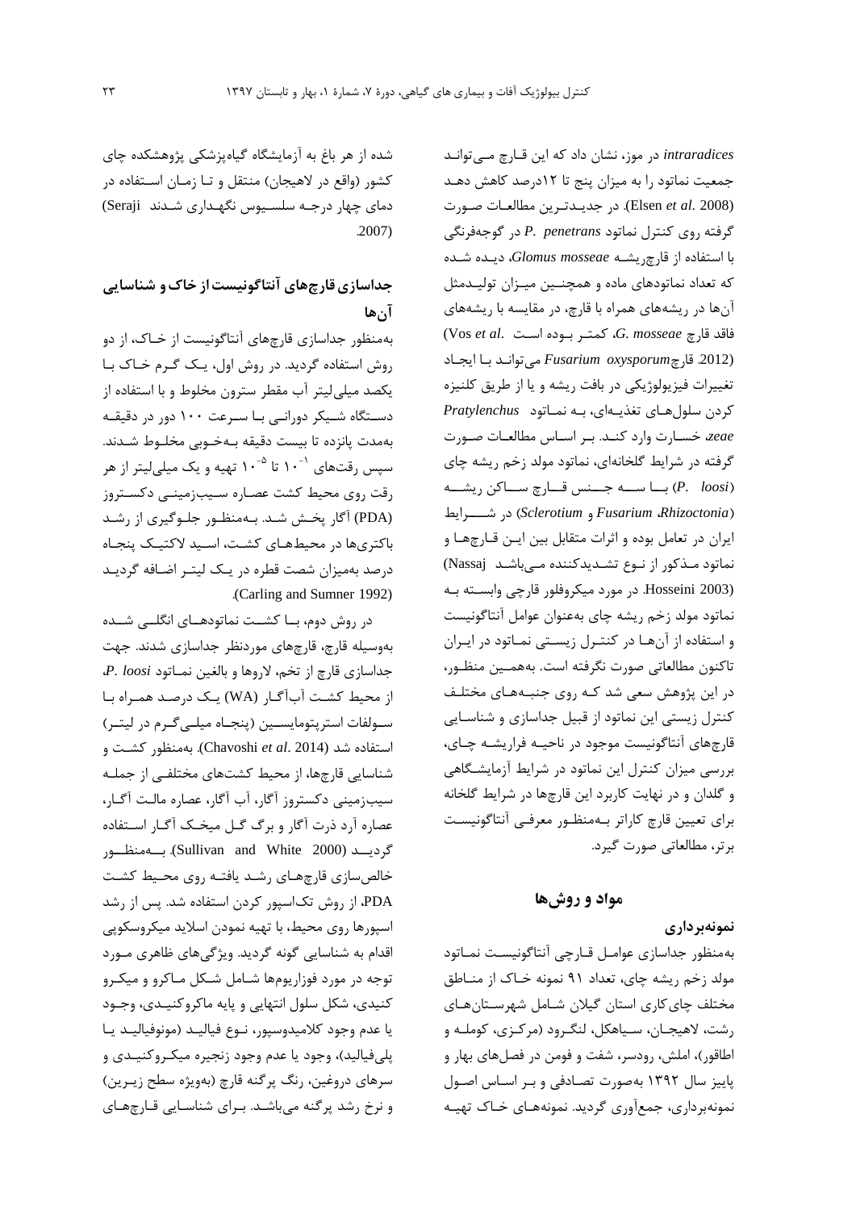*intraradices* در موز، نشان داد که این قارچ می‌تواند جمعیت نماتود را به میزان پنج تا ۱۲درصد کاهش دهد (Elsen *et al.* 2008). در جدیدترین مطالعات صورت گرفته روی کنترل نماتود *P. penetrans* در گوجه‌فرنگی با استفاده از قارچ‌ریشه *Glomus mosseae*، دیده شده که تعداد نماتودهای ماده و همچنین میزان تولیدمثل آن‌ها در ریشه‌های همراه با قارچ، در مقایسه با ریشه‌های فاقد قارچ *G. mosseae*، کمتر بوده است (Vos *et al.* 2012). قارچ *Fusarium oxysporum* می‌تواند با ایجاد تغییرات فیزیولوژیکی در بافت ریشه و یا از طریق کلنیزه کردن سلول‌های تغذیه‌ای، به نماتود *Pratylenchus zeae*، خسارت وارد کند. بر اساس مطالعات صورت گرفته در شرایط گلخانه‌ای، نماتود مولد زخم ریشه چای (*P. loosi*) با سه جنس قارچ ساکن ریشه (*Fusarium* ،*Rhizoctonia* و *Sclerotium*) در شرایط ایران در تعامل بوده و اثرات متقابل بین این قارچ‌ها و نماتود مذکور از نوع تشدیدکننده می‌باشد (Nassaj Hosseini 2003). در مورد میکروفلور قارچی وابسته به نماتود مولد زخم ریشه چای به‌عنوان عوامل آنتاگونیست و استفاده از آن‌ها در کنترل زیستی نماتود در ایران تاکنون مطالعاتی صورت نگرفته است. به‌همین منظور، در این پژوهش سعی شد که روی جنبه‌های مختلف کنترل زیستی این نماتود از قبیل جداسازی و شناسایی قارچ‌های آنتاگونیست موجود در ناحیه فراریشه چای، بررسی میزان کنترل این نماتود در شرایط آزمایشگاهی و گلدان و در نهایت کاربرد این قارچ‌ها در شرایط گلخانه برای تعیین قارچ کاراتر به‌منظور معرفی آنتاگونیست برتر، مطالعاتی صورت گیرد.

## مواد و روش‌ها

### نمونه‌برداری

به‌منظور جداسازی عوامل قارچی آنتاگونیست نماتود مولد زخم ریشه چای، تعداد ۹۱ نمونه خاک از مناطق مختلف چای‌کاری استان گیلان شامل شهرستان‌های رشت، لاهیجان، سیاهکل، لنگرود (مرکزی، کومله و اطاقور)، املش، رودسر، شفت و فومن در فصل‌های بهار و پاییز سال ۱۳۹۲ به‌صورت تصادفی و بر اساس اصول نمونه‌برداری، جمع‌آوری گردید. نمونه‌های خاک تهیه شده از هر باغ به آزمایشگاه گیاه‌پزشکی پژوهشکده چای کشور (واقع در لاهیجان) منتقل و تا زمان استفاده در دمای چهار درجه سلسیوس نگهداری شدند (Seraji 2007).

### جداسازی قارچ‌های آنتاگونیست از خاک و شناسایی آن‌ها

به‌منظور جداسازی قارچ‌های آنتاگونیست از خاک، از دو روش استفاده گردید. در روش اول، یک گرم خاک با یکصد میلی‌لیتر آب مقطر سترون مخلوط و با استفاده از دستگاه شیکر دورانی با سرعت ۱۰۰ دور در دقیقه به‌مدت پانزده تا بیست دقیقه به‌خوبی مخلوط شدند. سپس رقت‌های $10^{-1}$ تا $10^{-5}$ تهیه و یک میلی‌لیتر از هر رقت روی محیط کشت عصاره سیب‌زمینی دکستروز (PDA) آگار پخش شد. به‌منظور جلوگیری از رشد باکتری‌ها در محیط‌های کشت، اسید لاکتیک پنجاه درصد به‌میزان شصت قطره در یک لیتر اضافه گردید (Carling and Sumner 1992).

در روش دوم، با کشت نماتودهای انگلی شده به‌وسیله قارچ، قارچ‌های موردنظر جداسازی شدند. جهت جداسازی قارچ از تخم، لاروها و بالغین نماتود *P. loosi*، از محیط کشت آب‌آگار (WA) یک درصد همراه با سولفات استرپتومایسین (پنجاه میلی‌گرم در لیتر) استفاده شد (Chavoshi *et al.* 2014). به‌منظور کشت و شناسایی قارچ‌ها، از محیط کشت‌های مختلفی از جمله سیب‌زمینی دکستروز آگار، آب آگار، عصاره مالت آگار، عصاره آرد ذرت آگار و برگ گل میخک آگار استفاده گردید (Sullivan and White 2000). به‌منظور خالص‌سازی قارچ‌های رشد یافته روی محیط کشت PDA، از روش تک‌اسپور کردن استفاده شد. پس از رشد اسپورها روی محیط، با تهیه نمودن اسلاید میکروسکوپی اقدام به شناسایی گونه گردید. ویژگی‌های ظاهری مورد توجه در مورد فوزاریوم‌ها شامل شکل ماکرو و میکرو کنیدی، شکل سلول انتهایی و پایه ماکروکنیدی، وجود یا عدم وجود کلامیدوسپور، نوع فیالید (مونوفیالید یا پلی‌فیالید)، وجود یا عدم وجود زنجیره میکروکنیدی و سرهای دروغین، رنگ پرگنه قارچ (به‌ویژه سطح زیرین) و نرخ رشد پرگنه می‌باشد. برای شناسایی قارچ‌های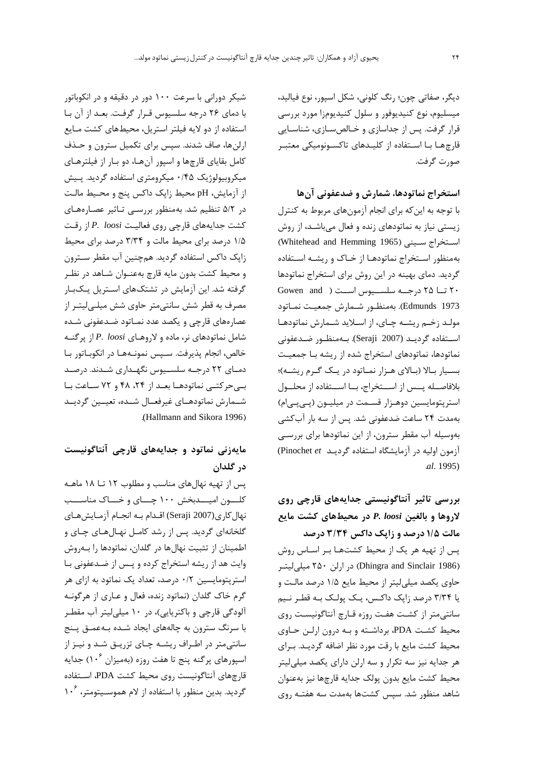دیگر، صفاتی چون؛ رنگ کلونی، شکل اسپور، نوع فیالید، میسلیوم، نوع کنیدیوفور و سلول کنیدیوم‌زا مورد بررسی قرار گرفت. پس از جداسازی و خالص‌سازی، شناسایی قارچ‌ها با استفاده از کلیدهای تاکسونومیکی معتبر صورت گرفت.

**استخراج نماتودها، شمارش و ضدعفونی آن‌ها**

با توجه به این‌که برای انجام آزمون‌های مربوط به کنترل زیستی نیاز به نماتودهای زنده و فعال می‌باشد، از روش استخراج سینی (Whitehead and Hemming 1965) به‌منظور استخراج نماتودها از خاک و ریشه استفاده گردید. دمای بهینه در این روش برای استخراج نماتودها ۲۰ تا ۲۵ درجه سلسیوس است (Gowen and Edmunds 1973). به‌منظور شمارش جمعیت نماتود مولد زخم ریشه چای، از اسلاید شمارش نماتودها استفاده گردید (Seraji 2007). به‌منظور ضدعفونی نماتودها، نماتودهای استخراج شده از ریشه با جمعیت بسیار بالا (بالای هزار نماتود در یک گرم ریشه)؛ بلافاصله پس از استخراج، با استفاده از محلول استرپتومایسین دوهزار قسمت در میلیون (پی‌پی‌ام) به‌مدت ۲۴ ساعت ضدعفونی شد. پس از سه بار آب‌کشی به‌وسیله آب مقطر سترون، از این نماتودها برای بررسی آزمون اولیه در آزمایشگاه استفاده گردید (Pinochet *et al*. 1995)

**بررسی تاثیر آنتاگونیستی جدایه‌های قارچی روی لاروها و بالغین *P. loosi* در محیط‌های کشت مایع مالت ۱/۵ درصد و زاپک داکس ۳/۳۴ درصد**

پس از تهیه هر یک از محیط کشت‌ها بر اساس روش (Dhingra and Sinclair 1986) در ارلن ۲۵۰ میلی‌لیتر حاوی یکصد میلی‌لیتر از محیط مایع ۱/۵ درصد مالت و یا ۳/۳۴ درصد زاپک داکس، یک پولک به قطر نیم سانتی‌متر از کشت هفت روزه قارچ آنتاگونیست روی محیط کشت PDA، برداشته و به درون ارلن حاوی محیط کشت مایع با رقت مورد نظر اضافه گردید. برای هر جدایه نیز سه تکرار و سه ارلن دارای یکصد میلی‌لیتر محیط کشت مایع بدون پولک جدایه قارچها نیز به‌عنوان شاهد منظور شد. سپس کشت‌ها به‌مدت سه هفته روی شیکر دورانی با سرعت ۱۰۰ دور در دقیقه و در انکوباتور با دمای ۲۶ درجه سلسیوس قرار گرفت. بعد از آن با استفاده از دو لایه فیلتر استریل، محیط‌های کشت مایع ارلن‌ها، صاف شدند. سپس برای تکمیل سترون و حذف کامل بقایای قارچ‌ها و اسپور آن‌ها، دو بار از فیلترهای میکروبیولوژیک ۰/۴۵ میکرومتری استفاده گردید. پیش از آزمایش، pH محیط زاپک داکس پنج و محیط مالت در ۵/۲ تنظیم شد. به‌منظور بررسی تاثیر عصاره‌های کشت جدایه‌های قارچی روی فعالیت *P. loosi* از رقت ۱/۵ درصد برای محیط مالت و ۳/۳۴ درصد برای محیط زاپک داکس استفاده گردید. همچنین آب مقطر سترون و محیط کشت بدون مایه قارچ به‌عنوان شاهد در نظر گرفته شد. این آزمایش در تشتک‌های استریل یک‌بار مصرف به قطر شش سانتی‌متر حاوی شش میلی‌لیتر از عصاره‌های قارچی و یکصد عدد نماتود ضدعفونی شده شامل نماتودهای نر، ماده و لاروهای *P. loosi* از پرگنه خالص، انجام پذیرفت. سپس نمونه‌ها در انکوباتور با دمای ۲۲ درجه سلسیوس نگهداری شدند. درصد بی‌حرکتی نماتودها بعد از ۲۴، ۴۸ و ۷۲ ساعت با شمارش نماتودهای غیرفعال شده، تعیین گردید (Hallmann and Sikora 1996).

**مایه‌زنی نماتود و جدایه‌های قارچی آنتاگونیست در گلدان**

پس از تهیه نهال‌های مناسب و مطلوب ۱۲ تا ۱۸ ماهه کلون امیدبخش ۱۰۰ چای و خاک مناسب نهال‌کاری(Seraji 2007) اقدام به انجام آزمایش‌های گلخانه‌ای گردید. پس از رشد کامل نهال‌های چای و اطمینان از تثبیت نهال‌ها در گلدان، نماتودها را به‌روش وایت هد از ریشه استخراج کرده و پس از ضدعفونی با استرپتومایسین ۰/۲ درصد، تعداد یک نماتود به ازای هر گرم خاک گلدان (نماتود زنده، فعال و عاری از هرگونه آلودگی قارچی و باکتریایی)، در ۱۰ میلی‌لیتر آب مقطر با سرنگ سترون به چاله‌های ایجاد شده به‌عمق پنج سانتی‌متر در اطراف ریشه چای تزریق شد و نیز از اسپورهای پرگنه پنج تا هفت روزه (به‌میزان $10^6$) جدایه قارچ‌های آنتاگونیست روی محیط کشت PDA، استفاده گردید. بدین منظور با استفاده از لام هموسیتومتر، $10^6$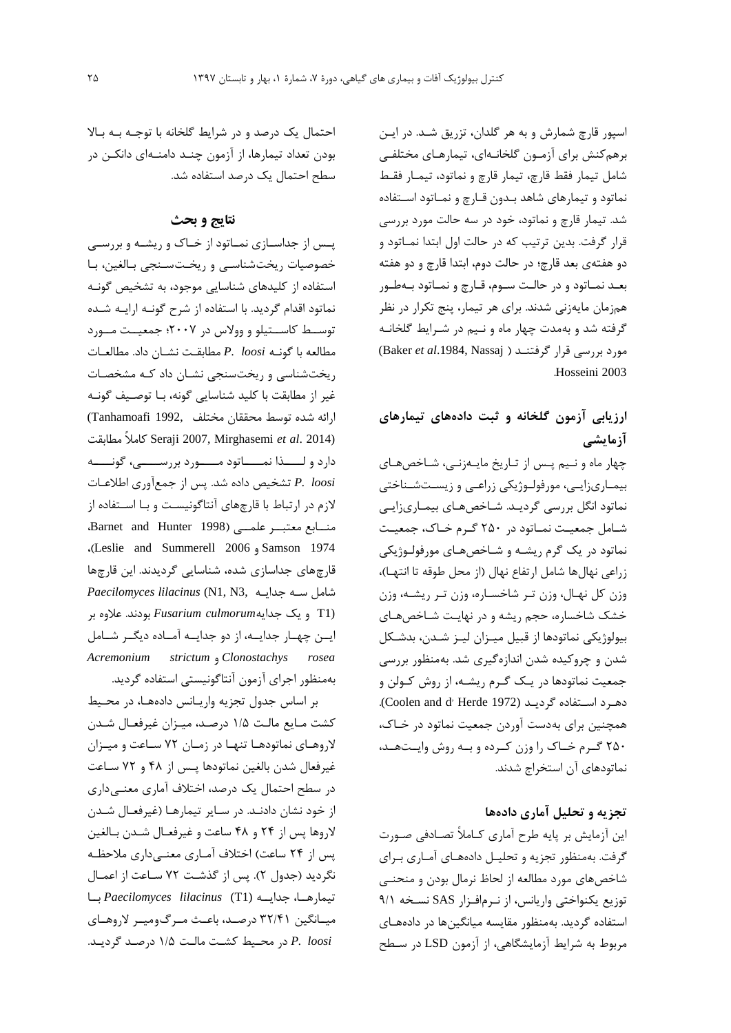اسپور قارچ شمارش و به هر گلدان، تزریق شد. در این برهم‌کنش برای آزمون گلخانه‌ای، تیمارهای مختلفی شامل تیمار فقط قارچ، تیمار قارچ و نماتود، تیمار فقط نماتود و تیمارهای شاهد بدون قارچ و نماتود استفاده شد. تیمار قارچ و نماتود، خود در سه حالت مورد بررسی قرار گرفت. بدین ترتیب که در حالت اول ابتدا نماتود و دو هفته‌ی بعد قارچ؛ در حالت دوم، ابتدا قارچ و دو هفته بعد نماتود و در حالت سوم، قارچ و نماتود به‌طور هم‌زمان مایه‌زنی شدند. برای هر تیمار، پنج تکرار در نظر گرفته شد و به‌مدت چهار ماه و نیم در شرایط گلخانه مورد بررسی قرار گرفتند (Baker *et al*.1984, Nassaj Hosseini 2003).

## ارزیابی آزمون گلخانه و ثبت داده‌های تیمارهای آزمایشی

چهار ماه و نیم پس از تاریخ مایه‌زنی، شاخص‌های بیماری‌زایی، مورفولوژیکی زراعی و زیست‌شناختی نماتود انگل بررسی گردید. شاخص‌های بیماری‌زایی شامل جمعیت نماتود در ۲۵۰ گرم خاک، جمعیت نماتود در یک گرم ریشه و شاخص‌های مورفولوژیکی زراعی نهال‌ها شامل ارتفاع نهال (از محل طوقه تا انتها)، وزن کل نهال، وزن تر شاخساره، وزن تر ریشه، وزن خشک شاخساره، حجم ریشه و در نهایت شاخص‌های بیولوژیکی نماتودها از قبیل میزان لیز شدن، بدشکل شدن و چروکیده شدن اندازه‌گیری شد. به‌منظور بررسی جمعیت نماتودها در یک گرم ریشه، از روش کولن و دهرد استفاده گردید (Coolen and d' Herde 1972). همچنین برای به‌دست آوردن جمعیت نماتود در خاک، ۲۵۰ گرم خاک را وزن کرده و به روش وایت‌هد، نماتودهای آن استخراج شدند.

## تجزیه و تحلیل آماری داده‌ها

این آزمایش بر پایه طرح آماری کاملاً تصادفی صورت گرفت. به‌منظور تجزیه و تحلیل داده‌های آماری برای شاخص‌های مورد مطالعه از لحاظ نرمال بودن و منحنی توزیع یکنواختی واریانس، از نرم‌افزار SAS نسخه ۹/۱ استفاده گردید. به‌منظور مقایسه میانگین‌ها در داده‌های مربوط به شرایط آزمایشگاهی، از آزمون LSD در سطح احتمال یک درصد و در شرایط گلخانه با توجه به بالا بودن تعداد تیمارها، از آزمون چند دامنه‌ای دانکن در سطح احتمال یک درصد استفاده شد.

## نتایج و بحث

پس از جداسازی نماتود از خاک و ریشه و بررسی خصوصیات ریخت‌شناسی و ریخت‌سنجی بالغین، با استفاده از کلیدهای شناسایی موجود، به تشخیص گونه نماتود اقدام گردید. با استفاده از شرح گونه ارایه شده توسط کاستیلو و وولاس در ۲۰۰۷؛ جمعیت مورد مطالعه با گونه *P. loosi* مطابقت نشان داد. مطالعات ریخت‌شناسی و ریخت‌سنجی نشان داد که مشخصات غیر از مطابقت با کلید شناسایی گونه، با توصیف گونه ارائه شده توسط محققان مختلف (Tanhamoafi 1992, Seraji 2007, Mirghasemi *et al*. 2014) کاملاً مطابقت دارد و لذا نماتود مورد بررسی، گونه *P. loosi* تشخیص داده شد. پس از جمع‌آوری اطلاعات لازم در ارتباط با قارچ‌های آنتاگونیست و با استفاده از منابع معتبر علمی (Barnet and Hunter 1998، Samson 1974 و Leslie and Summerell 2006)، قارچ‌های جداسازی شده، شناسایی گردیدند. این قارچ‌ها شامل سه جدایه *Paecilomyces lilacinus* (N1, N3, T1) و یک جدایه *Fusarium culmorum* بودند. علاوه بر این چهار جدایه، از دو جدایه آماده دیگر شامل *Clonostachys rosea* و *Acremonium strictum* به‌منظور اجرای آزمون آنتاگونیستی استفاده گردید.

بر اساس جدول تجزیه واریانس داده‌ها، در محیط کشت مایع مالت ۱/۵ درصد، میزان غیرفعال شدن لاروهای نماتودها تنها در زمان ۷۲ ساعت و میزان غیرفعال شدن بالغین نماتودها پس از ۴۸ و ۷۲ ساعت در سطح احتمال یک درصد، اختلاف آماری معنی‌داری از خود نشان دادند. در سایر تیمارها (غیرفعال شدن لاروها پس از ۲۴ و ۴۸ ساعت و غیرفعال شدن بالغین پس از ۲۴ ساعت) اختلاف آماری معنی‌داری ملاحظه نگردید (جدول ۲). پس از گذشت ۷۲ ساعت از اعمال تیمارها، جدایه *Paecilomyces lilacinus* (T1) با میانگین ۳۲/۴۱ درصد، باعث مرگ‌ومیر لاروهای *P. loosi* در محیط کشت مالت ۱/۵ درصد گردید.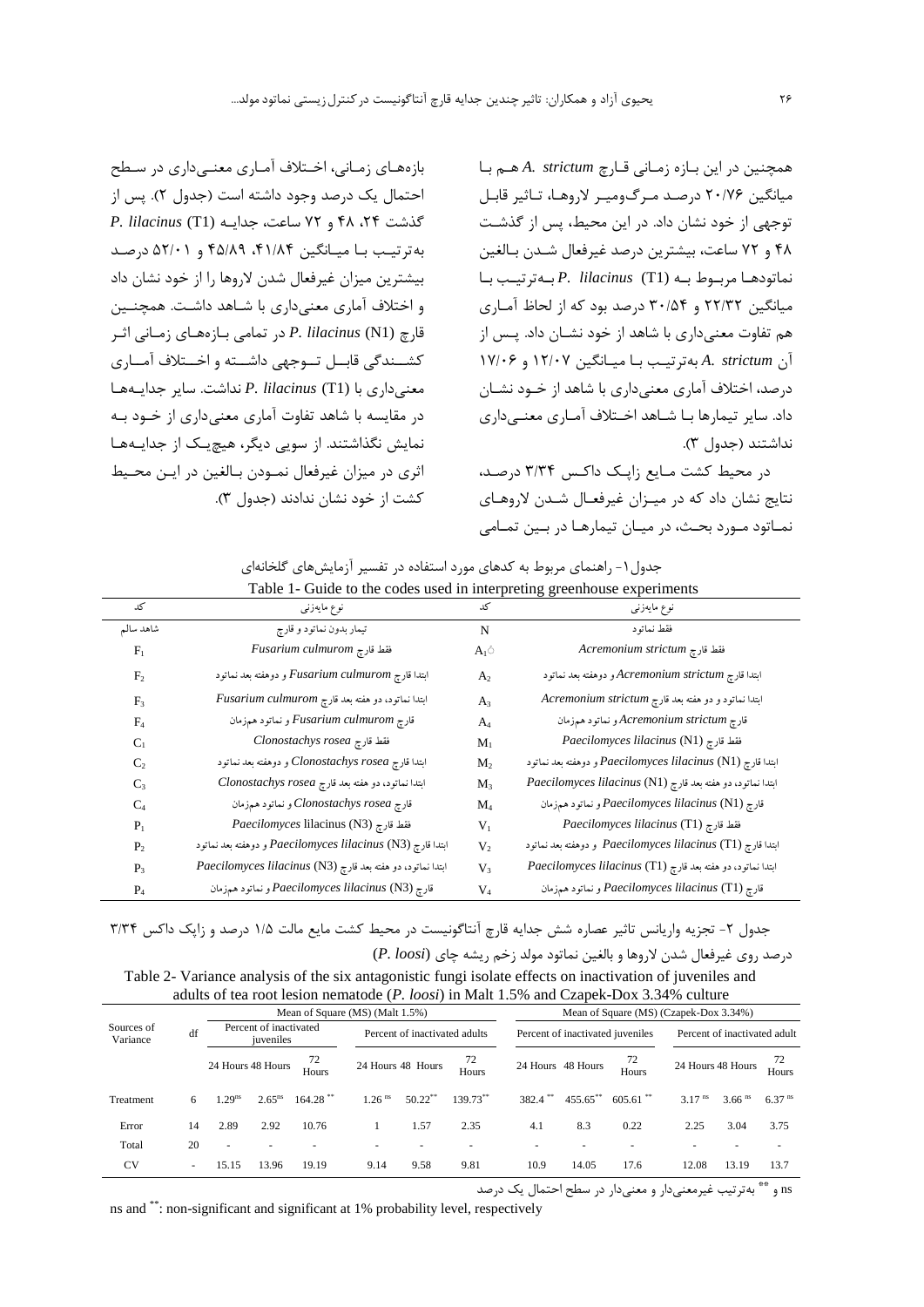همچنین در این بازه زمانی قارچ *A. strictum* هم با میانگین ۲۰/۷۶ درصد مرگ‌ومیر لاروها، تاثیر قابل توجهی از خود نشان داد. در این محیط، پس از گذشت ۴۸ و ۷۲ ساعت، بیشترین درصد غیرفعال شدن بالغین نماتودها مربوط به *P. lilacinus* (T1) به‌ترتیب با میانگین ۲۲/۳۲ و ۳۰/۵۴ درصد بود که از لحاظ آماری هم تفاوت معنی‌داری با شاهد از خود نشان داد. پس از آن *A. strictum* به‌ترتیب با میانگین ۱۲/۰۷ و ۱۷/۰۶ درصد، اختلاف آماری معنی‌داری با شاهد از خود نشان داد. سایر تیمارها با شاهد اختلاف آماری معنی‌داری نداشتند (جدول ۳).

در محیط کشت مایع زاپک داکس ۳/۳۴ درصد، نتایج نشان داد که در میزان غیرفعال شدن لاروهای نماتود مورد بحث، در میان تیمارها در بین تمامی بازه‌های زمانی، اختلاف آماری معنی‌داری در سطح احتمال یک درصد وجود داشته است (جدول ۲). پس از گذشت ۲۴، ۴۸ و ۷۲ ساعت، جدایه *P. lilacinus* (T1) به‌ترتیب با میانگین ۴۱/۸۴، ۴۵/۸۹ و ۵۲/۰۱ درصد بیشترین میزان غیرفعال شدن لاروها را از خود نشان داد و اختلاف آماری معنی‌داری با شاهد داشت. همچنین قارچ *P. lilacinus* (N1) در تمامی بازه‌های زمانی اثر کشندگی قابل توجهی داشته و اختلاف آماری معنی‌داری با *P. lilacinus* (T1) نداشت. سایر جدایه‌ها در مقایسه با شاهد تفاوت آماری معنی‌داری از خود به نمایش نگذاشتند. از سویی دیگر، هیچ‌یک از جدایه‌ها اثری در میزان غیرفعال نمودن بالغین در این محیط کشت از خود نشان ندادند (جدول ۳).

جدول۱- راهنمای مربوط به کدهای مورد استفاده در تفسیر آزمایش‌های گلخانه‌ای

Table 1- Guide to the codes used in interpreting greenhouse experiments

| نوع مایه‌زنی | کد | نوع مایه‌زنی | کد |
|---|---|---|---|
| فقط نماتود | N | تیمار بدون نماتود و قارچ | شاهد سالم |
| فقط قارچ *Acremonium strictum* | $A_1$ | فقط قارچ *Fusarium culmorum* | $F_1$ |
| ابتدا قارچ *Acremonium strictum* و دوهفته بعد نماتود | $A_2$ | ابتدا قارچ *Fusarium culmorum* و دوهفته بعد نماتود | $F_2$ |
| ابتدا نماتود و دو هفته بعد قارچ *Acremonium strictum* | $A_3$ | ابتدا نماتود، دو هفته بعد قارچ *Fusarium culmorum* | $F_3$ |
| قارچ *Acremonium strictum* و نماتود هم‌زمان | $A_4$ | قارچ *Fusarium culmorum* و نماتود هم‌زمان | $F_4$ |
| فقط قارچ *Paecilomyces lilacinus* (N1) | $M_1$ | فقط قارچ *Clonostachys rosea* | $C_1$ |
| ابتدا قارچ *Paecilomyces lilacinus* (N1) و دوهفته بعد نماتود | $M_2$ | ابتدا قارچ *Clonostachys rosea* و دوهفته بعد نماتود | $C_2$ |
| ابتدا نماتود، دو هفته بعد قارچ *Paecilomyces lilacinus* (N1) | $M_3$ | ابتدا نماتود، دو هفته بعد قارچ *Clonostachys rosea* | $C_3$ |
| قارچ *Paecilomyces lilacinus* (N1) و نماتود هم‌زمان | $M_4$ | قارچ *Clonostachys rosea* و نماتود هم‌زمان | $C_4$ |
| فقط قارچ *Paecilomyces lilacinus* (T1) | $V_1$ | فقط قارچ *Paecilomyces* lilacinus (N3) | $P_1$ |
| ابتدا قارچ *Paecilomyces lilacinus* (T1) و دوهفته بعد نماتود | $V_2$ | ابتدا قارچ *Paecilomyces lilacinus* (N3) و دوهفته بعد نماتود | $P_2$ |
| ابتدا نماتود، دو هفته بعد قارچ *Paecilomyces lilacinus* (T1) | $V_3$ | ابتدا نماتود، دو هفته بعد قارچ *Paecilomyces lilacinus* (N3) | $P_3$ |
| قارچ *Paecilomyces lilacinus* (T1) و نماتود هم‌زمان | $V_4$ | قارچ *Paecilomyces lilacinus* (N3) و نماتود هم‌زمان | $P_4$ |

جدول ۲- تجزیه واریانس تاثیر عصاره شش جدایه قارچ آنتاگونیست در محیط کشت مایع مالت ۱/۵ درصد و زاپک داکس ۳/۳۴ درصد روی غیرفعال شدن لاروها و بالغین نماتود مولد زخم ریشه چای (*P. loosi*)

Table 2- Variance analysis of the six antagonistic fungi isolate effects on inactivation of juveniles and adults of tea root lesion nematode (*P. loosi*) in Malt 1.5% and Czapek-Dox 3.34% culture

| Sources of Variance | df | Mean of Square (MS) (Malt 1.5%) | | | | | | Mean of Square (MS) (Czapek-Dox 3.34%) | | | | | |
|---|---|---|---|---|---|---|---|---|---|---|---|---|---|
| | | Percent of inactivated juveniles | | | Percent of inactivated adults | | | Percent of inactivated juveniles | | | Percent of inactivated adult | | |
| | | 24 Hours | 48 Hours | 72 Hours | 24 Hours | 48 Hours | 72 Hours | 24 Hours | 48 Hours | 72 Hours | 24 Hours | 48 Hours | 72 Hours |
| Treatment | 6 | $1.29^{ns}$ | $2.65^{ns}$ | $164.28^{**}$ | $1.26^{ns}$ | $50.22^{**}$ | $139.73^{**}$ | $382.4^{**}$ | $455.65^{**}$ | $605.61^{**}$ | $3.17^{ns}$ | $3.66^{ns}$ | $6.37^{ns}$ |
| Error | 14 | 2.89 | 2.92 | 10.76 | 1 | 1.57 | 2.35 | 4.1 | 8.3 | 0.22 | 2.25 | 3.04 | 3.75 |
| Total | 20 | - | - | - | - | - | - | - | - | - | - | - | - |
| CV | - | 15.15 | 13.96 | 19.19 | 9.14 | 9.58 | 9.81 | 10.9 | 14.05 | 17.6 | 12.08 | 13.19 | 13.7 |

ns و ** به‌ترتیب غیرمعنی‌دار و معنی‌دار در سطح احتمال یک درصد

ns and **: non-significant and significant at 1% probability level, respectively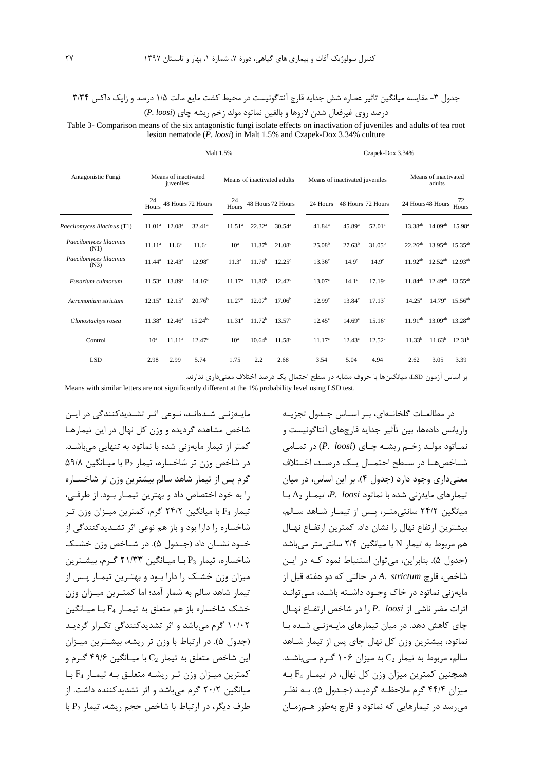جدول ۳- مقایسه میانگین تاثیر عصاره شش جدایه قارچ آنتاگونیست در محیط کشت مایع مالت ۱/۵ درصد و زاپک داکس ۳/۳۴ درصد روی غیرفعال شدن لاروها و بالغین نماتود مولد زخم ریشه چای (*P. loosi*)

Table 3- Comparison means of the six antagonistic fungi isolate effects on inactivation of juveniles and adults of tea root lesion nematode (*P. loosi*) in Malt 1.5% and Czapek-Dox 3.34% culture

| Antagonistic Fungi | Malt 1.5% | | | | | | Czapek-Dox 3.34% | | | | | |
|---|---|---|---|---|---|---|---|---|---|---|---|---|
| | Means of inactivated juveniles | | | Means of inactivated adults | | | Means of inactivated juveniles | | | Means of inactivated adults | | |
| | 24 Hours | 48 Hours | 72 Hours | 24 Hours | 48 Hours | 72 Hours | 24 Hours | 48 Hours | 72 Hours | 24 Hours | 48 Hours | 72 Hours |
| *Paecilomyces lilacinus* (T1) | 11.01[a] | 12.08[a] | 32.41[a] | 11.51[a] | 22.32[a] | 30.54[a] | 41.84[a] | 45.89[a] | 52.01[a] | 13.38[ab] | 14.09[ab] | 15.98[a] |
| *Paecilomyces lilacinus* (N1) | 11.11[a] | 11.6[a] | 11.6[c] | 10[a] | 11.37[b] | 21.08[c] | 25.08[b] | 27.63[b] | 31.05[b] | 22.26[ab] | 13.95[ab] | 15.35[ab] |
| *Paecilomyces lilacinus* (N3) | 11.44[a] | 12.43[a] | 12.98[c] | 11.3[a] | 11.76[b] | 12.25[c] | 13.36[c] | 14.9[c] | 14.9[c] | 11.92[ab] | 12.52[ab] | 12.93[ab] |
| *Fusarium culmorum* | 11.53[a] | 13.89[a] | 14.16[c] | 11.17[a] | 11.86[b] | 12.42[c] | 13.07[c] | 14.1[c] | 17.19[c] | 11.84[ab] | 12.49[ab] | 13.55[ab] |
| *Acremonium strictum* | 12.15[a] | 12.15[a] | 20.76[b] | 11.27[a] | 12.07[b] | 17.06[b] | 12.99[c] | 13.84[c] | 17.13[c] | 14.25[a] | 14.79[a] | 15.56[ab] |
| *Clonostachys rosea* | 11.38[a] | 12.46[a] | 15.24[bc] | 11.31[a] | 11.72[b] | 13.57[c] | 12.45[c] | 14.69[c] | 15.16[c] | 11.91[ab] | 13.09[ab] | 13.28[ab] |
| Control | 10[a] | 11.11[a] | 12.47[c] | 10[a] | 10.64[b] | 11.58[c] | 11.17[c] | 12.43[c] | 12.52[c] | 11.33[b] | 11.63[b] | 12.31[b] |
| LSD | 2.98 | 2.99 | 5.74 | 1.75 | 2.2 | 2.68 | 3.54 | 5.04 | 4.94 | 2.62 | 3.05 | 3.39 |

بر اساس آزمون LSD، میانگین‌ها با حروف مشابه در سطح احتمال یک درصد اختلاف معنی‌داری ندارند.

Means with similar letters are not significantly different at the 1% probability level using LSD test.

در مطالعات گلخانه‌ای، بر اساس جدول تجزیه واریانس داده‌ها، بین تأثیر جدایه قارچ‌های آنتاگونیست و نماتود مولد زخم ریشه چای (*P. loosi*) در تمامی شاخص‌ها در سطح احتمال یک درصد، اختلاف معنی‌داری وجود دارد (جدول ۴). بر این اساس، در میان تیمارهای مایه‌زنی شده با نماتود *P. loosi*، تیمار $A_2$ با میانگین ۲۴/۲ سانتی‌متر، پس از تیمار شاهد سالم، بیشترین ارتفاع نهال را نشان داد. کمترین ارتفاع نهال هم مربوط به تیمار N با میانگین ۲/۴ سانتی‌متر می‌باشد (جدول ۵). بنابراین، می‌توان استنباط نمود که در این شاخص، قارچ *A. strictum* در حالتی که دو هفته قبل از مایه‌زنی نماتود در خاک وجود داشته باشد، می‌تواند اثرات مضر ناشی از *P. loosi* را در شاخص ارتفاع نهال چای کاهش دهد. در میان تیمارهای مایه‌زنی شده با نماتود، بیشترین وزن کل نهال چای پس از تیمار شاهد سالم، مربوط به تیمار $C_2$ به میزان ۱۰۶ گرم می‌باشد. همچنین کمترین میزان وزن کل نهال، در تیمار $F_4$ به میزان ۴۴/۴ گرم ملاحظه گردید (جدول ۵). به نظر می‌رسد در تیمارهایی که نماتود و قارچ به‌طور هم‌زمان مایه‌زنی شده‌اند، نوعی اثر تشدیدکنندگی در این شاخص مشاهده گردیده و وزن کل نهال در این تیمارها کمتر از تیمار مایه‌زنی شده با نماتود به تنهایی می‌باشد. در شاخص وزن تر شاخساره، تیمار $P_2$ با میانگین ۵۹/۸ گرم پس از تیمار شاهد سالم بیشترین وزن تر شاخساره را به خود اختصاص داد و بهترین تیمار بود. از طرفی، تیمار $F_4$ با میانگین ۲۴/۲ گرم، کمترین میزان وزن تر شاخساره را دارا بود و باز هم نوعی اثر تشدیدکنندگی از خود نشان داد (جدول ۵). در شاخص وزن خشک شاخساره، تیمار $P_3$ با میانگین ۲۱/۳۳ گرم، بیشترین میزان وزن خشک را دارا بود و بهترین تیمار پس از تیمار شاهد سالم به شمار آمد؛ اما کمترین میزان وزن خشک شاخساره باز هم متعلق به تیمار $F_4$ با میانگین ۱۰/۰۲ گرم می‌باشد و اثر تشدیدکنندگی تکرار گردید (جدول ۵). در ارتباط با وزن تر ریشه، بیشترین میزان این شاخص متعلق به تیمار $C_2$ با میانگین ۴۹/۶ گرم و کمترین میزان وزن تر ریشه متعلق به تیمار $F_4$ با میانگین ۲۰/۲ گرم می‌باشد و اثر تشدیدکننده داشت. از طرف دیگر، در ارتباط با شاخص حجم ریشه، تیمار $P_2$ با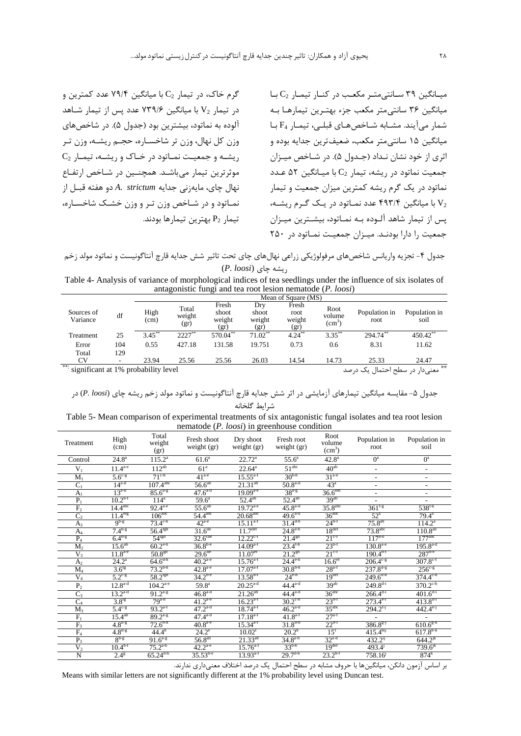میـانگین ۳۹ سـانتی‌متـر مکعـب در کنـار تیمـار $C_2$ بـا میانگین ۳۶ سانتی‌متر مکعب جزء بهتـرین تیمارهـا بـه شمار می‌آیند. مشـابه شـاخص‌هـای قبلـی، تیمـار $F_4$ بـا میانگین ۱۵ سانتی‌متر مکعب، ضعیف‌ترین جدایه بوده و اثری از خود نشان نـداد (جـدول ۵). در شـاخص میـزان جمعیت نماتود در ریشه، تیمار $C_2$ با میـانگین ۵۲ عـدد نماتود در یک گرم ریشه کمترین میزان جمعیت و تیمار $V_2$ با میانگین ۴۹۳/۴ عدد نمـاتود در یـک گـرم ریشـه، پس از تیمار شاهد آلـوده بـه نمـاتود، بیشـترین میـزان جمعیت را دارا بودنـد. میـزان جمعیـت نمـاتود در ۲۵۰ گرم خاک، در تیمار $C_2$ با میانگین ۷۹/۴ عدد کمترین و در تیمار $V_2$ با میانگین ۷۳۹/۶ عدد پس از تیمار شـاهد آلوده به نماتود، بیشترین بود (جدول ۵). در شاخص‌های وزن کل نهال، وزن تر شاخسـاره، حجـم ریشـه، وزن تـر ریشـه و جمعیـت نمـاتود در خـاک و ریشـه، تیمـار $C_2$ موثرترین تیمار می‌باشـد. همچنـین در شـاخص ارتفـاع نهال چای، مایه‌زنی جدایه *A. strictum* دو هفته قبـل از نمـاتود و در شـاخص وزن تـر و وزن خشـک شاخسـاره، تیمار $P_2$ بهترین تیمارها بودند.

جدول ۴- تجزیه واریانس شاخص‌های مرفولوژیکی زراعی نهال‌های چای تحت تاثیر شش جدایه قارچ آنتاگونیست و نماتود مولد زخم ریشه چای (*P. loosi*)

Table 4- Analysis of variance of morphological indices of tea seedlings under the influence of six isolates of antagonistic fungi and tea root lesion nematode (*P. loosi*)

| Sources of Variance | df | Mean of Square (MS) | | | | | | | |
|---|---|---|---|---|---|---|---|---|---|
| | | High (cm) | Total weight (gr) | Fresh shoot weight (gr) | Dry shoot weight (gr) | Fresh root weight (gr) | Root volume ($cm^3$) | Population in root | Population in soil |
| Treatment | 25 | 3.45** | 2227** | 570.04** | 71.02** | 4.24** | 3.35** | 294.74** | 450.42** |
| Error | 104 | 0.55 | 427.18 | 131.58 | 19.751 | 0.73 | 0.6 | 8.31 | 11.62 |
| Total | 129 | | | | | | | | |
| CV | - | 23.94 | 25.56 | 25.56 | 26.03 | 14.54 | 14.73 | 25.33 | 24.47 |

**: significant at 1% probability level

**معنی‌دار در سطح احتمال یک درصد

جدول ۵- مقایسه میانگین تیمارهای آزمایشی در اثر شش جدایه قارچ آنتاگونیست و نماتود مولد زخم ریشه چای (*P. loosi*) در شرایط گلخانه

Table 5- Mean comparison of experimental treatments of six antagonistic fungal isolates and tea root lesion nematode (*P. loosi*) in greenhouse condition

| Treatment | High (cm) | Total weight (gr) | Fresh shoot weight (gr) | Dry shoot weight (gr) | Fresh root weight (gr) | Root volume ($cm^3$) | Population in root | Population in soil |
|---|---|---|---|---|---|---|---|---|
| Control | $24.8^{a}$ | $115.2^{a}$ | $61.6^{a}$ | $22.72^{a}$ | $55.6^{a}$ | $42.8^{a}$ | $0^{a}$ | $0^{a}$ |
| $V_1$ | $11.4^{a-e}$ | $112^{ab}$ | $61^{a}$ | $22.64^{a}$ | $51^{abc}$ | $40^{ab}$ | - | - |
| $M_1$ | $5.6^{c-g}$ | $71^{c-h}$ | $41^{a-e}$ | $15.55^{a-f}$ | $30^{b-h}$ | $31^{a-e}$ | - | - |
| $C_1$ | $14^{a-d}$ | $107.4^{abc}$ | $56.6^{ab}$ | $21.31^{ab}$ | $50.8^{a-d}$ | $43^{a}$ | - | - |
| $A_1$ | $13^{a-d}$ | $85.6^{a-g}$ | $47.6^{a-d}$ | $19.09^{a-e}$ | $38^{a-g}$ | $36.6^{abc}$ | - | - |
| $P_1$ | $10.2^{b-f}$ | $114^{a}$ | $59.6^{a}$ | $52.4^{ab}$ | $52.4^{ab}$ | $39^{ab}$ | - | - |
| $F_2$ | $14.4^{abc}$ | $92.4^{a-e}$ | $55.6^{ab}$ | $19.72^{a-e}$ | $45.8^{a-d}$ | $35.8^{abc}$ | $361^{f-g}$ | $538^{f-k}$ |
| $C_2$ | $11.4^{efg}$ | $106^{abc}$ | $54.4^{abc}$ | $20.68^{abc}$ | $49.6^{a-d}$ | $36^{abc}$ | $52^{a}$ | $79.4^{a}$ |
| $A_3$ | $9^{b-g}$ | $73.4^{c-h}$ | $42^{a-e}$ | $15.11^{a-f}$ | $31.4^{d-h}$ | $24^{b-f}$ | $75.8^{ab}$ | $114.2^{a}$ |
| $A_4$ | $7.4^{b-g}$ | $56.4^{fgh}$ | $31.6^{de}$ | $11.7^{def}$ | $24.8^{e-h}$ | $18^{def}$ | $73.8^{abc}$ | $110.8^{ab}$ |
| $P_4$ | $6.4^{b-g}$ | $54^{fgh}$ | $32.6^{cde}$ | $12.22^{c-f}$ | $21.4^{gh}$ | $21^{c-f}$ | $117^{a-d}$ | $177^{abc}$ |
| $M_2$ | $15.6^{ab}$ | $60.2^{e-h}$ | $36.8^{b-e}$ | $14.09^{a-f}$ | $23.4^{f-h}$ | $23^{b-f}$ | $130.8^{a-e}$ | $195.8^{a-d}$ |
| $V_3$ | $11.8^{a-e}$ | $50.8^{gh}$ | $29.6^{de}$ | $11.07^{ef}$ | $21.2^{gh}$ | $21^{c-f}$ | $190.4^{b-f}$ | $287^{b-e}$ |
| $A_2$ | $24.2^{a}$ | $64.6^{d-h}$ | $40.2^{a-e}$ | $15.76^{a-f}$ | $24.4^{e-h}$ | $16.6^{ef}$ | $206.4^{c-g}$ | $307.8^{c-f}$ |
| $M_4$ | $3.6^{fg}$ | $73.2^{b-h}$ | $42.8^{a-e}$ | $17.07^{a-f}$ | $30.8^{b-h}$ | $28^{a-f}$ | $237.8^{d-g}$ | $256^{c-g}$ |
| $V_4$ | $5.2^{c-g}$ | $58.2^{fgh}$ | $34.2^{b-e}$ | $13.58^{b-f}$ | $24^{e-h}$ | $19^{def}$ | $249.6^{d-h}$ | $374.4^{c-h}$ |
| $P_2$ | $12.8^{a-d}$ | $104.2^{a-e}$ | $59.8^{a}$ | $20.25^{a-d}$ | $44.4^{a-d}$ | $39^{ab}$ | $249.8^{d-i}$ | $370.2^{c-h}$ |
| $C_3$ | $13.2^{a-d}$ | $91.2^{a-g}$ | $46.8^{a-d}$ | $21.26^{ab}$ | $44.4^{a-d}$ | $36^{abc}$ | $266.4^{d-i}$ | $401.6^{d-i}$ |
| $C_4$ | $3.8^{fg}$ | $79^{a-h}$ | $41.2^{a-e}$ | $16.23^{a-f}$ | $30.2^{c-h}$ | $23^{b-f}$ | $273.4^{e-i}$ | $413.8^{d-i}$ |
| $M_3$ | $5.4^{c-g}$ | $93.2^{a-f}$ | $47.2^{a-d}$ | $18.74^{a-f}$ | $46.2^{a-d}$ | $35^{abc}$ | $294.2^{f-j}$ | $442.4^{e-j}$ |
| $F_1$ | $15.4^{ab}$ | $89.2^{a-g}$ | $47.4^{a-d}$ | $17.18^{a-f}$ | $41.8^{a-f}$ | $27^{a-f}$ | - | - |
| $F_3$ | $4.8^{d-g}$ | $72.6^{b-h}$ | $40.8^{a-e}$ | $15.34^{a-f}$ | $31.8^{b-h}$ | $22^{b-f}$ | $386.8^{g-j}$ | $610.6^{g-k}$ |
| $F_4$ | $4.8^{d-g}$ | $44.4^{h}$ | $24.2^{e}$ | $10.02^{f}$ | $20.2^{h}$ | $15^{f}$ | $415.4^{hij}$ | $617.8^{h-k}$ |
| $P_3$ | $8^{b-g}$ | $91.6^{a-g}$ | $56.8^{ab}$ | $21.33^{ab}$ | $34.8^{a-h}$ | $32^{a-d}$ | $432.2^{ij}$ | $644.2^{jk}$ |
| $V_2$ | $10.4^{b-f}$ | $75.2^{a-h}$ | $42.2^{a-e}$ | $15.76^{a-f}$ | $33^{b-h}$ | $19^{def}$ | $493.4^{j}$ | $739.6^{jk}$ |
| N | $2.4^{g}$ | $65.24^{d-h}$ | $35.53^{b-e}$ | $13.93^{a-f}$ | $29.7^{d-h}$ | $23.2^{b-f}$ | $758.16^{j}$ | $874^{k}$ |

بر اساس آزمون دانکن، میانگین‌ها با حروف مشابه در سطح احتمال یک درصد اختلاف معنی‌داری ندارند.

Means with similar letters are not significantly different at the 1% probability level using Duncan test.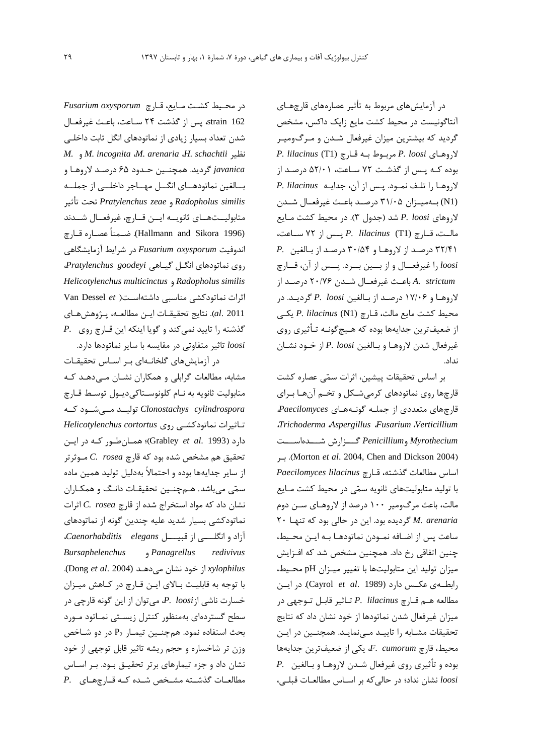در آزمایش‌های مربوط به تأثیر عصاره‌های قارچ‌های آنتاگونیست در محیط کشت مایع زاپک داکس، مشخص گردید که بیشترین میزان غیرفعال شدن و مرگ‌ومیر لاروهای *P. loosi* مربوط به قارچ *P. lilacinus* (T1) بوده که پس از گذشت ۷۲ ساعت، ۵۲/۰۱ درصد از لاروها را تلف نمود. پس از آن، جدایه *P. lilacinus* (N1) به‌میزان ۳۱/۰۵ درصد باعث غیرفعال شدن لاروهای *P. loosi* شد (جدول ۳). در محیط کشت مایع مالت، قارچ *P. lilacinus* (T1) پس از ۷۲ ساعت، ۳۲/۴۱ درصد از لاروها و ۳۰/۵۴ درصد از بالغین *P. loosi* را غیرفعال و از بین برد. پس از آن، قارچ *A. strictum* باعث غیرفعال شدن ۲۰/۷۶ درصد از لاروها و ۱۷/۰۶ درصد از بالغین *P. loosi* گردید. در محیط کشت مایع مالت، قارچ *P. lilacinus* (N1) یکی از ضعیف‌ترین جدایه‌ها بوده که هیچ‌گونه تأثیری روی غیرفعال شدن لاروها و بالغین *P. loosi* از خود نشان نداد.

بر اساس تحقیقات پیشین، اثرات سمّی عصاره کشت قارچ‌ها روی نماتودهای کرمی‌شکل و تخم آن‌ها برای قارچ‌های متعددی از جمله گونه‌های *Paecilomyces*، *Verticillium*، *Fusarium*، *Aspergillus*، *Trichoderma*، *Myrothecium* و *Penicillium* گزارش شده‌است (Morton *et al*. 2004, Chen and Dickson 2004). بر اساس مطالعات گذشته، قارچ *Paecilomyces lilacinus* با تولید متابولیت‌های ثانویه سمّی در محیط کشت مایع مالت، باعث مرگ‌ومیر ۱۰۰ درصد از لاروهای سن دوم *M. arenaria* گردیده بود. این در حالی بود که تنها ۲۰ ساعت پس از اضافه نمودن نماتودها به این محیط، چنین اتفاقی رخ داد. همچنین مشخص شد که افزایش میزان تولید این متابولیت‌ها با تغییر میزان pH محیط، رابطه‌ی عکس دارد (Cayrol *et al*. 1989). در این مطالعه هم قارچ *P. lilacinus* تاثیر قابل توجهی در میزان غیرفعال شدن نماتودها از خود نشان داد که نتایج تحقیقات مشابه را تایید می‌نماید. همچنین در این محیط، قارچ *F. cumorum*، یکی از ضعیف‌ترین جدایه‌ها بوده و تأثیری روی غیرفعال شدن لاروها و بالغین *P. loosi* نشان نداد؛ در حالی‌که بر اساس مطالعات قبلی، در محیط کشت مایع، قارچ *Fusarium oxysporum* strain 162، پس از گذشت ۲۴ ساعت، باعث غیرفعال شدن تعداد بسیار زیادی از نماتودهای انگل ثابت داخلی نظیر *H. schachtii*، *M. arenaria*، *M. incognita* و *M. javanica* گردید. همچنین حدود ۶۵ درصد لاروها و بالغین نماتودهای انگل مهاجر داخلی از جمله *Radopholus similis* و *Pratylenchus zeae* تحت تأثیر متابولیت‌های ثانویه این قارچ، غیرفعال شدند (Hallmann and Sikora 1996). ضمناً عصاره قارچ اندوفیت *Fusarium oxysporum* در شرایط آزمایشگاهی روی نماتودهای انگل گیاهی *Pratylenchus goodeyi*، *Radopholus similis* و *Helicotylenchus multicinctus* اثرات نماتودکشی مناسبی داشته‌است (Van Dessel *et al*. 2011). نتایج تحقیقات این مطالعه، پژوهش‌های گذشته را تایید نمی‌کند و گویا اینکه این قارچ روی *P. loosi* تاثیر متفاوتی در مقایسه با سایر نماتودها دارد.

در آزمایش‌های گلخانه‌ای بر اساس تحقیقات مشابه، مطالعات گرابلی و همکاران نشان می‌دهد که متابولیت ثانویه به نام کلونوستاکی‌دیول توسط قارچ *Clonostachys cylindrospora* تولید می‌شود که تاثیرات نماتودکشی روی *Helicotylenchus cortortus* دارد (Grabley *et al*. 1993)؛ همان‌طور که در این تحقیق هم مشخص شده بود که قارچ *C. rosea* موثرتر از سایر جدایه‌ها بوده و احتمالاً به‌دلیل تولید همین ماده سمّی می‌باشد. هم‌چنین تحقیقات دانگ و همکاران نشان داد که مواد استخراج شده از قارچ *C. rosea* اثرات نماتودکشی بسیار شدید علیه چندین گونه از نماتودهای آزاد و انگلی از قبیل *Caenorhabditis elegans*، *Panagrellus redivivus* و *Bursaphelenchus xylophilus* از خود نشان می‌دهد (Dong *et al*. 2004). با توجه به قابلیت بالای این قارچ در کاهش میزان خسارت ناشی از *P. loosi*، می‌توان از این گونه قارچی در سطح گسترده‌ای به‌منظور کنترل زیستی نماتود مورد بحث استفاده نمود. هم‌چنین تیمار $P_2$ در دو شاخص وزن تر شاخساره و حجم ریشه تاثیر قابل توجهی از خود نشان داد و جزء تیمارهای برتر تحقیق بود. بر اساس مطالعات گذشته مشخص شده که قارچ‌های *P.*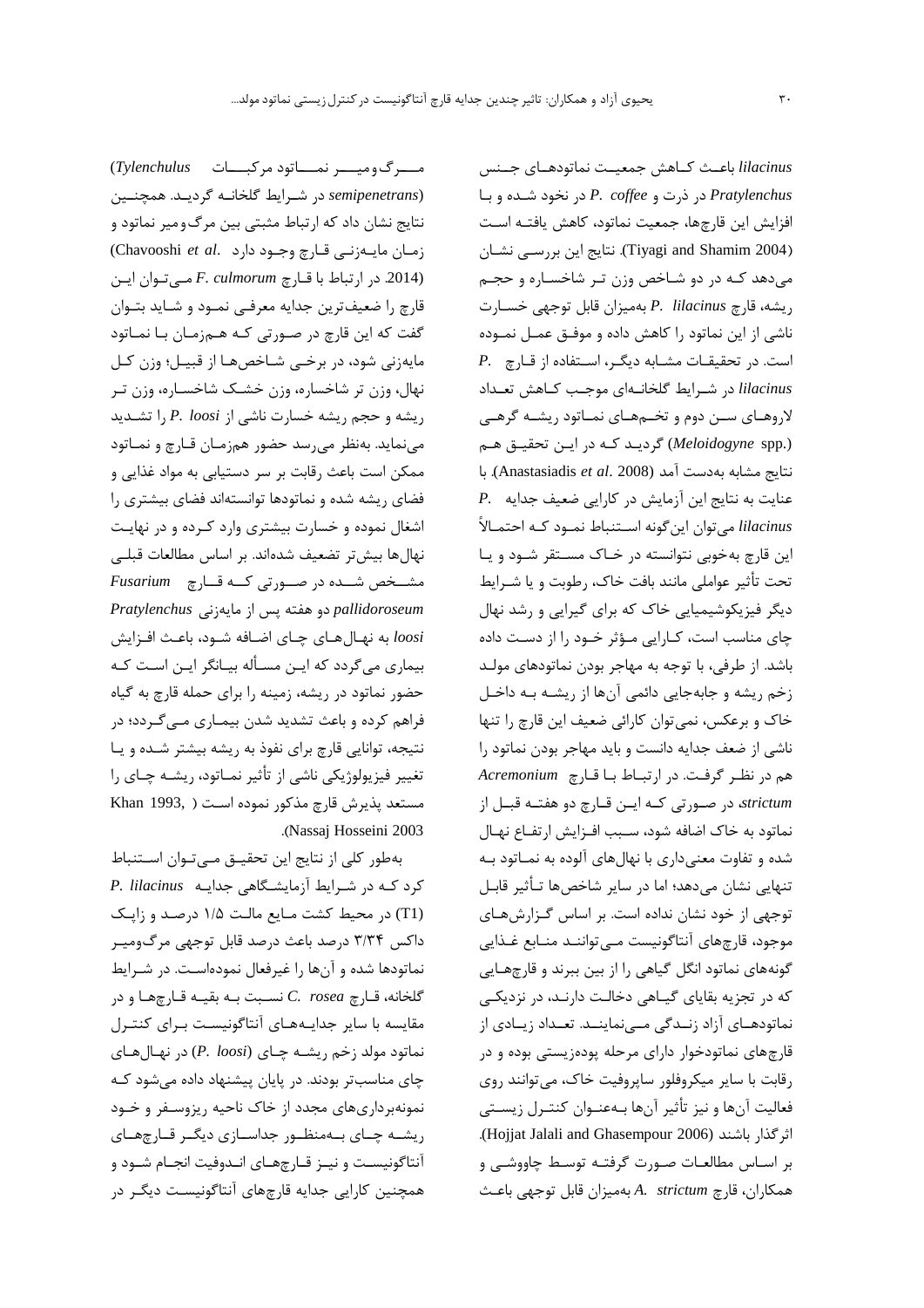*lilacinus* باعث کاهش جمعیت نماتودهای جنس *Pratylenchus* در ذرت و *P. coffee* در نخود شده و با افزایش این قارچ‌ها، جمعیت نماتود، کاهش یافته است (Tiyagi and Shamim 2004). نتایج این بررسی نشان می‌دهد که در دو شاخص وزن تر شاخساره و حجم ریشه، قارچ *P. lilacinus* به‌میزان قابل توجهی خسارت ناشی از این نماتود را کاهش داده و موفق عمل نموده است. در تحقیقات مشابه دیگر، استفاده از قارچ *P. lilacinus* در شرایط گلخانه‌ای موجب کاهش تعداد لاروهای سن دوم و تخم‌های نماتود ریشه گرهی (*Meloidogyne* spp.) گردید که در این تحقیق هم نتایج مشابه به‌دست آمد (Anastasiadis *et al*. 2008). با عنایت به نتایج این آزمایش در کارایی ضعیف جدایه *P. lilacinus* می‌توان این‌گونه استنباط نمود که احتمالاً این قارچ به‌خوبی نتوانسته در خاک مستقر شود و یا تحت تأثیر عواملی مانند بافت خاک، رطوبت و یا شرایط دیگر فیزیکوشیمیایی خاک که برای گیرایی و رشد نهال چای مناسب است، کارایی مؤثر خود را از دست داده باشد. از طرفی، با توجه به مهاجر بودن نماتودهای مولد زخم ریشه و جابه‌جایی دائمی آن‌ها از ریشه به داخل خاک و برعکس، نمی‌توان کارائی ضعیف این قارچ را تنها ناشی از ضعف جدایه دانست و باید مهاجر بودن نماتود را هم در نظر گرفت. در ارتباط با قارچ *Acremonium strictum*، در صورتی که این قارچ دو هفته قبل از نماتود به خاک اضافه شود، سبب افزایش ارتفاع نهال شده و تفاوت معنی‌داری با نهال‌های آلوده به نماتود به تنهایی نشان می‌دهد؛ اما در سایر شاخص‌ها تأثیر قابل توجهی از خود نشان نداده است. بر اساس گزارش‌های موجود، قارچ‌های آنتاگونیست می‌توانند منابع غذایی گونه‌های نماتود انگل گیاهی را از بین ببرند و قارچ‌هایی که در تجزیه بقایای گیاهی دخالت دارند، در نزدیکی نماتودهای آزاد زندگی می‌نمایند. تعداد زیادی از قارچ‌های نماتودخوار دارای مرحله پوده‌زیستی بوده و در رقابت با سایر میکروفلور ساپروفیت خاک، می‌توانند روی فعالیت آن‌ها و نیز تأثیر آن‌ها به‌عنوان کنترل زیستی اثرگذار باشند (Hojjat Jalali and Ghasempour 2006). بر اساس مطالعات صورت گرفته توسط چاووشی و همکاران، قارچ *A. strictum* به‌میزان قابل توجهی باعث مرگ‌ومیر نماتود مرکبات (*Tylenchulus semipenetrans*) در شرایط گلخانه گردید. همچنین نتایج نشان داد که ارتباط مثبتی بین مرگ‌ومیر نماتود و زمان مایه‌زنی قارچ وجود دارد (Chavooshi *et al*. 2014). در ارتباط با قارچ *F. culmorum* می‌توان این قارچ را ضعیف‌ترین جدایه معرفی نمود و شاید بتوان گفت که این قارچ در صورتی که هم‌زمان با نماتود مایه‌زنی شود، در برخی شاخص‌ها از قبیل؛ وزن کل نهال، وزن تر شاخساره، وزن خشک شاخساره، وزن تر ریشه و حجم ریشه خسارت ناشی از *P. loosi* را تشدید می‌نماید. به‌نظر می‌رسد حضور هم‌زمان قارچ و نماتود ممکن است باعث رقابت بر سر دستیابی به مواد غذایی و فضای ریشه شده و نماتودها توانسته‌اند فضای بیشتری را اشغال نموده و خسارت بیشتری وارد کرده و در نهایت نهال‌ها بیش‌تر تضعیف شده‌اند. بر اساس مطالعات قبلی مشخص شده در صورتی که قارچ *Fusarium pallidoroseum* دو هفته پس از مایه‌زنی *Pratylenchus loosi* به نهال‌های چای اضافه شود، باعث افزایش بیماری می‌گردد که این مسأله بیانگر این است که حضور نماتود در ریشه، زمینه را برای حمله قارچ به گیاه فراهم کرده و باعث تشدید شدن بیماری می‌گردد؛ در نتیجه، توانایی قارچ برای نفوذ به ریشه بیشتر شده و یا تغییر فیزیولوژیکی ناشی از تأثیر نماتود، ریشه چای را مستعد پذیرش قارچ مذکور نموده است (Khan 1993, Nassaj Hosseini 2003).

به‌طور کلی از نتایج این تحقیق می‌توان استنباط کرد که در شرایط آزمایشگاهی جدایه *P. lilacinus* (T1) در محیط کشت مایع مالت ۱/۵ درصد و زاپک داکس ۳/۳۴ درصد باعث درصد قابل توجهی مرگ‌ومیر نماتودها شده و آن‌ها را غیرفعال نموده‌است. در شرایط گلخانه، قارچ *C. rosea* نسبت به بقیه قارچ‌ها و در مقایسه با سایر جدایه‌های آنتاگونیست برای کنترل نماتود مولد زخم ریشه چای (*P. loosi*) در نهال‌های چای مناسب‌تر بودند. در پایان پیشنهاد داده می‌شود که نمونه‌برداری‌های مجدد از خاک ناحیه ریزوسفر و خود ریشه چای به‌منظور جداسازی دیگر قارچ‌های آنتاگونیست و نیز قارچ‌های اندوفیت انجام شود و همچنین کارایی جدایه قارچ‌های آنتاگونیست دیگر در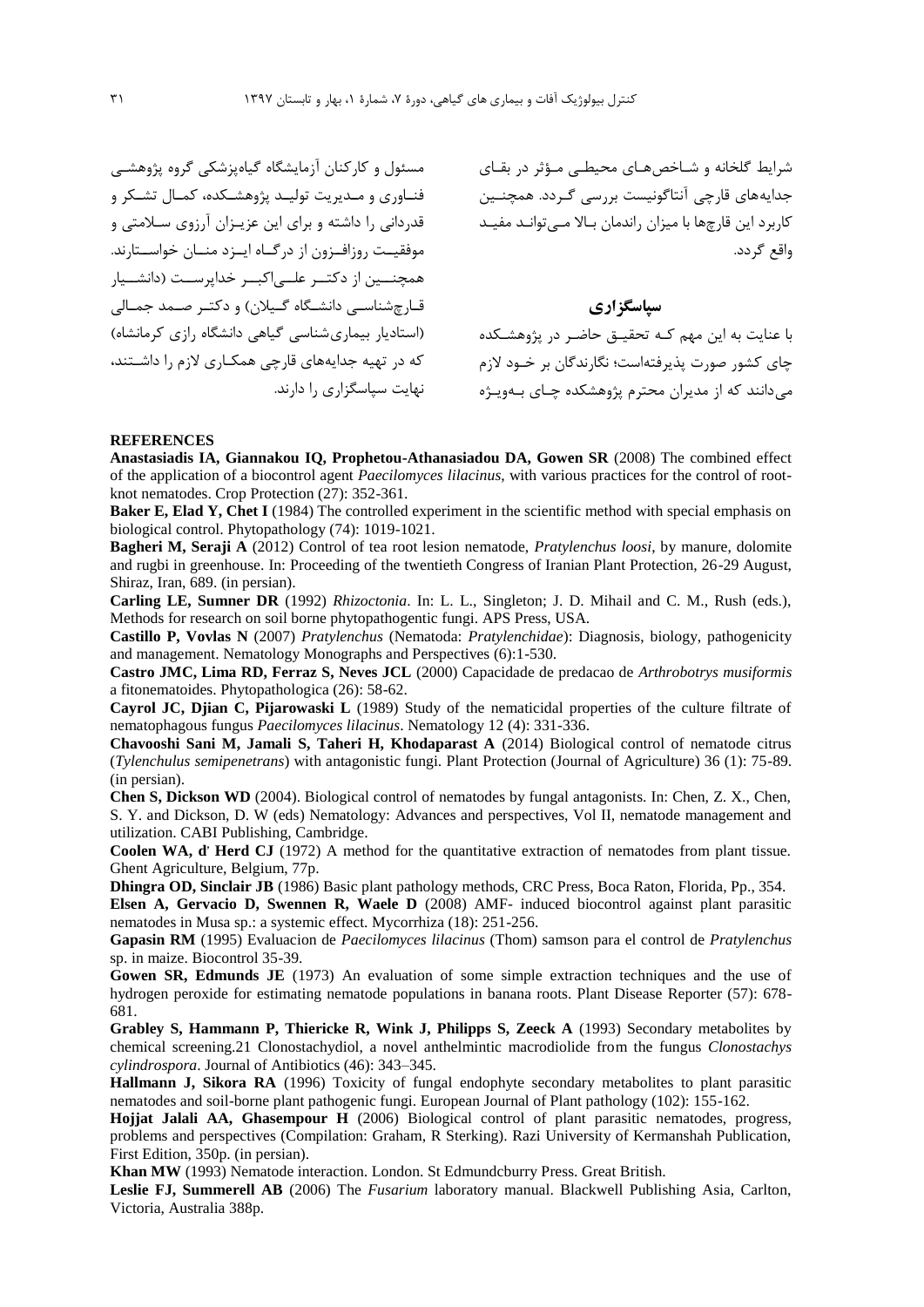شرایط گلخانه و شاخص‌های محیطی مؤثر در بقای جدایه‌های قارچی آنتاگونیست بررسی گردد. همچنین کاربرد این قارچ‌ها با میزان راندمان بالا می‌تواند مفید واقع گردد.

## سپاسگزاری

با عنایت به این مهم که تحقیق حاضر در پژوهشکده چای کشور صورت پذیرفته‌است؛ نگارندگان بر خود لازم می‌دانند که از مدیران محترم پژوهشکده چای به‌ویژه مسئول و کارکنان آزمایشگاه گیاه‌پزشکی گروه پژوهشی فناوری و مدیریت تولید پژوهشکده، کمال تشکر و قدردانی را داشته و برای این عزیزان آرزوی سلامتی و موفقیت روزافزون از درگاه ایزد منان خواستارند. همچنین از دکتر علی‌اکبر خداپرست (دانشیار قارچ‌شناسی دانشگاه گیلان) و دکتر صمد جمالی (استادیار بیماری‌شناسی گیاهی دانشگاه رازی کرمانشاه) که در تهیه جدایه‌های قارچی همکاری لازم را داشتند، نهایت سپاسگزاری را دارند.

## REFERENCES

**Anastasiadis IA, Giannakou IQ, Prophetou-Athanasiadou DA, Gowen SR** (2008) The combined effect of the application of a biocontrol agent *Paecilomyces lilacinus*, with various practices for the control of root-knot nematodes. Crop Protection (27): 352-361.

**Baker E, Elad Y, Chet I** (1984) The controlled experiment in the scientific method with special emphasis on biological control. Phytopathology (74): 1019-1021.

**Bagheri M, Seraji A** (2012) Control of tea root lesion nematode, *Pratylenchus loosi*, by manure, dolomite and rugbi in greenhouse. In: Proceeding of the twentieth Congress of Iranian Plant Protection, 26-29 August, Shiraz, Iran, 689. (in persian).

**Carling LE, Sumner DR** (1992) *Rhizoctonia*. In: L. L., Singleton; J. D. Mihail and C. M., Rush (eds.), Methods for research on soil borne phytopathogenic fungi. APS Press, USA.

**Castillo P, Vovlas N** (2007) *Pratylenchus* (Nematoda: *Pratylenchidae*): Diagnosis, biology, pathogenicity and management. Nematology Monographs and Perspectives (6):1-530.

**Castro JMC, Lima RD, Ferraz S, Neves JCL** (2000) Capacidade de predacao de *Arthrobotrys musiformis* a fitonematoides. Phytopathologica (26): 58-62.

**Cayrol JC, Djian C, Pijarowaski L** (1989) Study of the nematicidal properties of the culture filtrate of nematophagous fungus *Paecilomyces lilacinus*. Nematology 12 (4): 331-336.

**Chavooshi Sani M, Jamali S, Taheri H, Khodaparast A** (2014) Biological control of nematode citrus (*Tylenchulus semipenetrans*) with antagonistic fungi. Plant Protection (Journal of Agriculture) 36 (1): 75-89. (in persian).

**Chen S, Dickson WD** (2004). Biological control of nematodes by fungal antagonists. In: Chen, Z. X., Chen, S. Y. and Dickson, D. W (eds) Nematology: Advances and perspectives, Vol II, nematode management and utilization. CABI Publishing, Cambridge.

**Coolen WA, d' Herd CJ** (1972) A method for the quantitative extraction of nematodes from plant tissue. Ghent Agriculture, Belgium, 77p.

**Dhingra OD, Sinclair JB** (1986) Basic plant pathology methods, CRC Press, Boca Raton, Florida, Pp., 354.

**Elsen A, Gervacio D, Swennen R, Waele D** (2008) AMF- induced biocontrol against plant parasitic nematodes in Musa sp.: a systemic effect. Mycorrhiza (18): 251-256.

**Gapasin RM** (1995) Evaluacion de *Paecilomyces lilacinus* (Thom) samson para el control de *Pratylenchus* sp. in maize. Biocontrol 35-39.

**Gowen SR, Edmunds JE** (1973) An evaluation of some simple extraction techniques and the use of hydrogen peroxide for estimating nematode populations in banana roots. Plant Disease Reporter (57): 678-681.

**Grabley S, Hammann P, Thiericke R, Wink J, Philipps S, Zeeck A** (1993) Secondary metabolites by chemical screening.21 Clonostachydiol, a novel anthelmintic macrodiolide from the fungus *Clonostachys cylindrospora*. Journal of Antibiotics (46): 343–345.

**Hallmann J, Sikora RA** (1996) Toxicity of fungal endophyte secondary metabolites to plant parasitic nematodes and soil-borne plant pathogenic fungi. European Journal of Plant pathology (102): 155-162.

**Hojjat Jalali AA, Ghasempour H** (2006) Biological control of plant parasitic nematodes, progress, problems and perspectives (Compilation: Graham, R Sterking). Razi University of Kermanshah Publication, First Edition, 350p. (in persian).

**Khan MW** (1993) Nematode interaction. London. St Edmundcburry Press. Great British.

**Leslie FJ, Summerell AB** (2006) The *Fusarium* laboratory manual. Blackwell Publishing Asia, Carlton, Victoria, Australia 388p.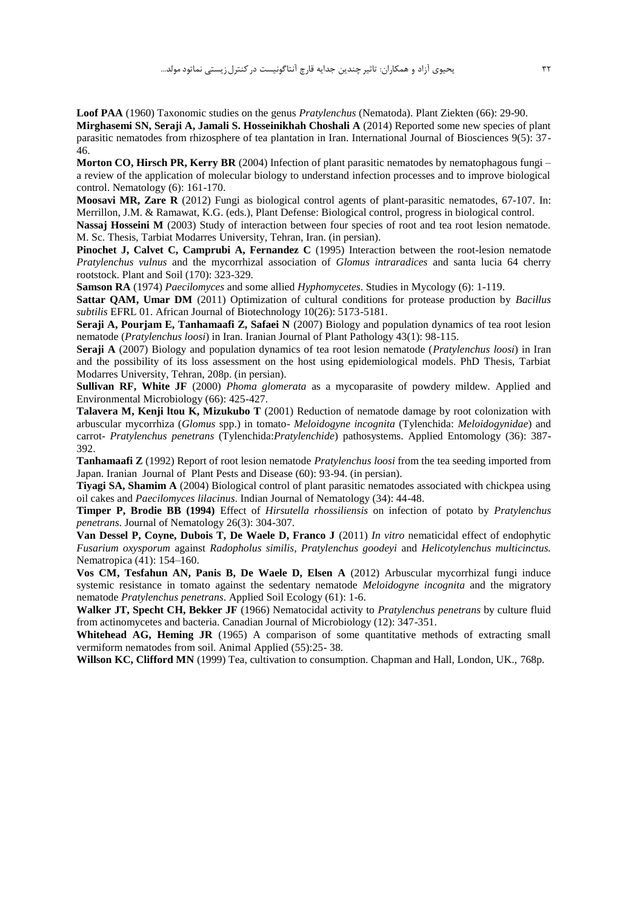**Loof PAA** (1960) Taxonomic studies on the genus *Pratylenchus* (Nematoda). Plant Ziekten (66): 29-90.

**Mirghasemi SN, Seraji A, Jamali S. Hosseinikhah Choshali A** (2014) Reported some new species of plant parasitic nematodes from rhizosphere of tea plantation in Iran. International Journal of Biosciences 9(5): 37-46.

**Morton CO, Hirsch PR, Kerry BR** (2004) Infection of plant parasitic nematodes by nematophagous fungi – a review of the application of molecular biology to understand infection processes and to improve biological control. Nematology (6): 161-170.

**Moosavi MR, Zare R** (2012) Fungi as biological control agents of plant-parasitic nematodes, 67-107. In: Merrillon, J.M. & Ramawat, K.G. (eds.), Plant Defense: Biological control, progress in biological control.

**Nassaj Hosseini M** (2003) Study of interaction between four species of root and tea root lesion nematode. M. Sc. Thesis, Tarbiat Modarres University, Tehran, Iran. (in persian).

**Pinochet J, Calvet C, Camprubi A, Fernandez C** (1995) Interaction between the root-lesion nematode *Pratylenchus vulnus* and the mycorrhizal association of *Glomus intraradices* and santa lucia 64 cherry rootstock. Plant and Soil (170): 323-329.

**Samson RA** (1974) *Paecilomyces* and some allied *Hyphomycetes*. Studies in Mycology (6): 1-119.

**Sattar QAM, Umar DM** (2011) Optimization of cultural conditions for protease production by *Bacillus subtilis* EFRL 01. African Journal of Biotechnology 10(26): 5173-5181.

**Seraji A, Pourjam E, Tanhamaafi Z, Safaei N** (2007) Biology and population dynamics of tea root lesion nematode (*Pratylenchus loosi*) in Iran. Iranian Journal of Plant Pathology 43(1): 98-115.

**Seraji A** (2007) Biology and population dynamics of tea root lesion nematode (*Pratylenchus loosi*) in Iran and the possibility of its loss assessment on the host using epidemiological models. PhD Thesis, Tarbiat Modarres University, Tehran, 208p. (in persian).

**Sullivan RF, White JF** (2000) *Phoma glomerata* as a mycoparasite of powdery mildew. Applied and Environmental Microbiology (66): 425-427.

**Talavera M, Kenji ltou K, Mizukubo T** (2001) Reduction of nematode damage by root colonization with arbuscular mycorrhiza (*Glomus* spp.) in tomato- *Meloidogyne incognita* (Tylenchida: *Meloidogynidae*) and carrot- *Pratylenchus penetrans* (Tylenchida:*Pratylenchide*) pathosystems. Applied Entomology (36): 387-392.

**Tanhamaafi Z** (1992) Report of root lesion nematode *Pratylenchus loosi* from the tea seeding imported from Japan. Iranian Journal of Plant Pests and Disease (60): 93-94. (in persian).

**Tiyagi SA, Shamim A** (2004) Biological control of plant parasitic nematodes associated with chickpea using oil cakes and *Paecilomyces lilacinus*. Indian Journal of Nematology (34): 44-48.

**Timper P, Brodie BB (1994)** Effect of *Hirsutella rhossiliensis* on infection of potato by *Pratylenchus penetrans*. Journal of Nematology 26(3): 304-307.

**Van Dessel P, Coyne, Dubois T, De Waele D, Franco J** (2011) *In vitro* nematicidal effect of endophytic *Fusarium oxysporum* against *Radopholus similis*, *Pratylenchus goodeyi* and *Helicotylenchus multicinctus.* Nematropica (41): 154–160.

**Vos CM, Tesfahun AN, Panis B, De Waele D, Elsen A** (2012) Arbuscular mycorrhizal fungi induce systemic resistance in tomato against the sedentary nematode *Meloidogyne incognita* and the migratory nematode *Pratylenchus penetrans*. Applied Soil Ecology (61): 1-6.

**Walker JT, Specht CH, Bekker JF** (1966) Nematocidal activity to *Pratylenchus penetrans* by culture fluid from actinomycetes and bacteria. Canadian Journal of Microbiology (12): 347-351.

**Whitehead AG, Heming JR** (1965) A comparison of some quantitative methods of extracting small vermiform nematodes from soil. Animal Applied (55):25- 38.

**Willson KC, Clifford MN** (1999) Tea, cultivation to consumption. Chapman and Hall, London, UK., 768p.